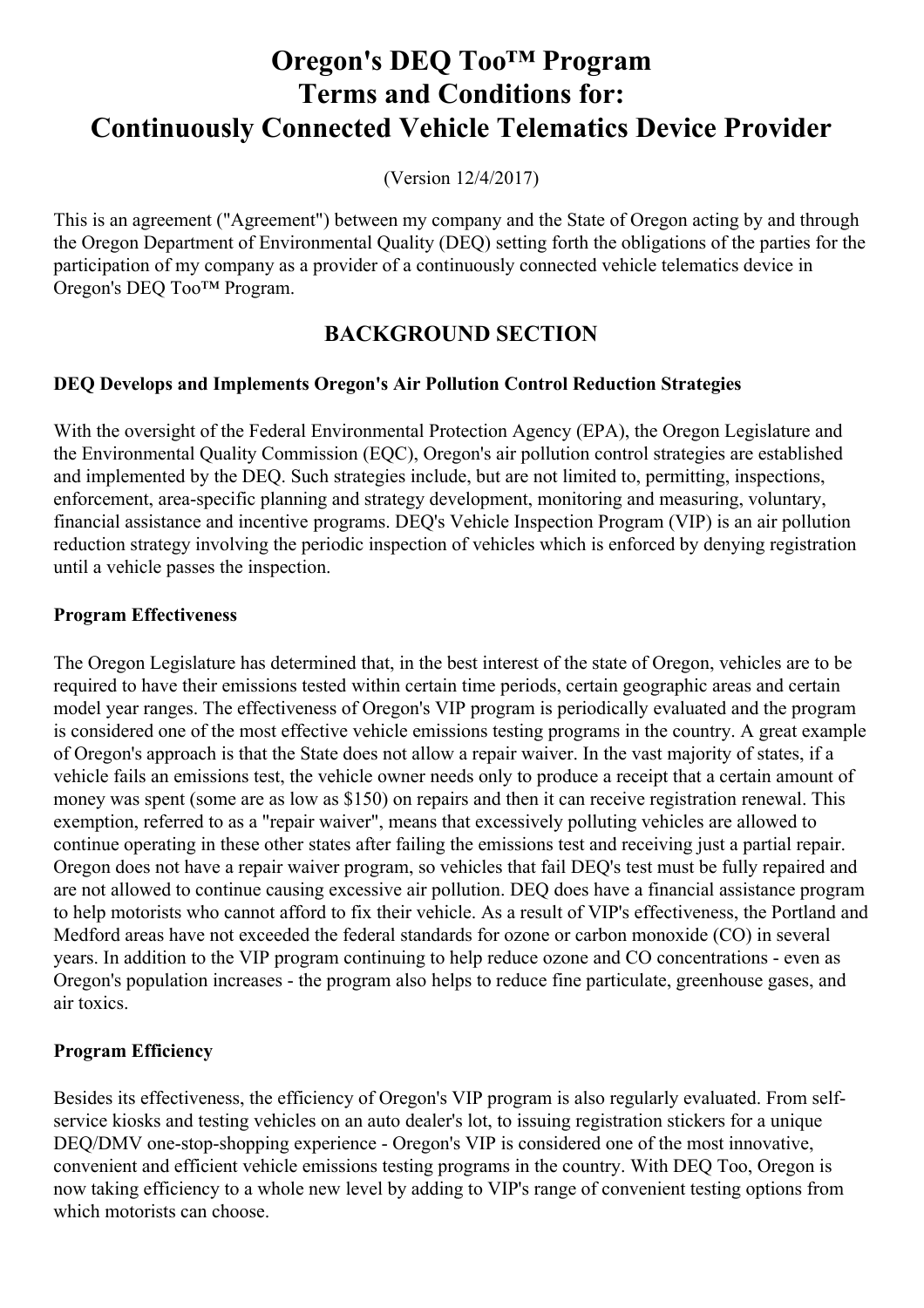# Oregon's DEQ Too™ Program
# Terms and Conditions for:
# Continuously Connected Vehicle Telematics Device Provider

(Version 12/4/2017)

This is an agreement ("Agreement") between my company and the State of Oregon acting by and through the Oregon Department of Environmental Quality (DEQ) setting forth the obligations of the parties for the participation of my company as a provider of a continuously connected vehicle telematics device in Oregon's DEQ Too™ Program.

## BACKGROUND SECTION

**DEQ Develops and Implements Oregon's Air Pollution Control Reduction Strategies**

With the oversight of the Federal Environmental Protection Agency (EPA), the Oregon Legislature and the Environmental Quality Commission (EQC), Oregon's air pollution control strategies are established and implemented by the DEQ. Such strategies include, but are not limited to, permitting, inspections, enforcement, area-specific planning and strategy development, monitoring and measuring, voluntary, financial assistance and incentive programs. DEQ's Vehicle Inspection Program (VIP) is an air pollution reduction strategy involving the periodic inspection of vehicles which is enforced by denying registration until a vehicle passes the inspection.

**Program Effectiveness**

The Oregon Legislature has determined that, in the best interest of the state of Oregon, vehicles are to be required to have their emissions tested within certain time periods, certain geographic areas and certain model year ranges. The effectiveness of Oregon's VIP program is periodically evaluated and the program is considered one of the most effective vehicle emissions testing programs in the country. A great example of Oregon's approach is that the State does not allow a repair waiver. In the vast majority of states, if a vehicle fails an emissions test, the vehicle owner needs only to produce a receipt that a certain amount of money was spent (some are as low as $150) on repairs and then it can receive registration renewal. This exemption, referred to as a "repair waiver", means that excessively polluting vehicles are allowed to continue operating in these other states after failing the emissions test and receiving just a partial repair. Oregon does not have a repair waiver program, so vehicles that fail DEQ's test must be fully repaired and are not allowed to continue causing excessive air pollution. DEQ does have a financial assistance program to help motorists who cannot afford to fix their vehicle. As a result of VIP's effectiveness, the Portland and Medford areas have not exceeded the federal standards for ozone or carbon monoxide (CO) in several years. In addition to the VIP program continuing to help reduce ozone and CO concentrations - even as Oregon's population increases - the program also helps to reduce fine particulate, greenhouse gases, and air toxics.

**Program Efficiency**

Besides its effectiveness, the efficiency of Oregon's VIP program is also regularly evaluated. From self-service kiosks and testing vehicles on an auto dealer's lot, to issuing registration stickers for a unique DEQ/DMV one-stop-shopping experience - Oregon's VIP is considered one of the most innovative, convenient and efficient vehicle emissions testing programs in the country. With DEQ Too, Oregon is now taking efficiency to a whole new level by adding to VIP's range of convenient testing options from which motorists can choose.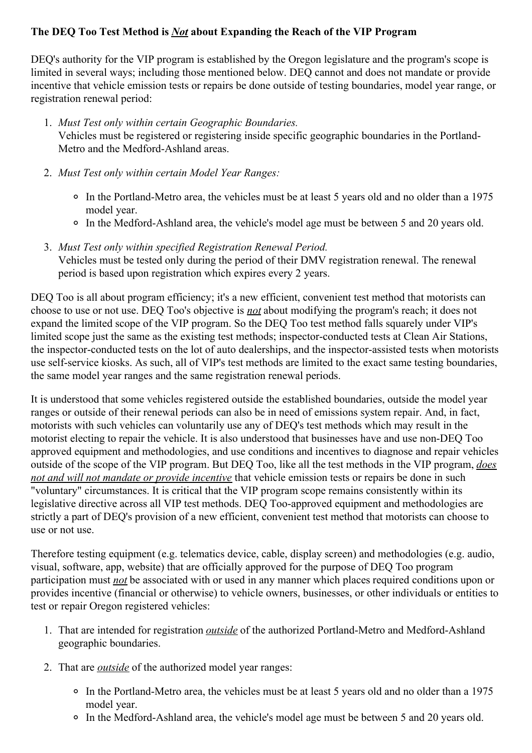**The DEQ Too Test Method is *Not* about Expanding the Reach of the VIP Program**

DEQ's authority for the VIP program is established by the Oregon legislature and the program's scope is limited in several ways; including those mentioned below. DEQ cannot and does not mandate or provide incentive that vehicle emission tests or repairs be done outside of testing boundaries, model year range, or registration renewal period:

1. *Must Test only within certain Geographic Boundaries.*
   Vehicles must be registered or registering inside specific geographic boundaries in the Portland-Metro and the Medford-Ashland areas.

2. *Must Test only within certain Model Year Ranges:*

   - In the Portland-Metro area, the vehicles must be at least 5 years old and no older than a 1975 model year.
   - In the Medford-Ashland area, the vehicle's model age must be between 5 and 20 years old.

3. *Must Test only within specified Registration Renewal Period.*
   Vehicles must be tested only during the period of their DMV registration renewal. The renewal period is based upon registration which expires every 2 years.

DEQ Too is all about program efficiency; it's a new efficient, convenient test method that motorists can choose to use or not use. DEQ Too's objective is ***not*** about modifying the program's reach; it does not expand the limited scope of the VIP program. So the DEQ Too test method falls squarely under VIP's limited scope just the same as the existing test methods; inspector-conducted tests at Clean Air Stations, the inspector-conducted tests on the lot of auto dealerships, and the inspector-assisted tests when motorists use self-service kiosks. As such, all of VIP's test methods are limited to the exact same testing boundaries, the same model year ranges and the same registration renewal periods.

It is understood that some vehicles registered outside the established boundaries, outside the model year ranges or outside of their renewal periods can also be in need of emissions system repair. And, in fact, motorists with such vehicles can voluntarily use any of DEQ's test methods which may result in the motorist electing to repair the vehicle. It is also understood that businesses have and use non-DEQ Too approved equipment and methodologies, and use conditions and incentives to diagnose and repair vehicles outside of the scope of the VIP program. But DEQ Too, like all the test methods in the VIP program, ***does not and will not mandate or provide incentive*** that vehicle emission tests or repairs be done in such "voluntary" circumstances. It is critical that the VIP program scope remains consistently within its legislative directive across all VIP test methods. DEQ Too-approved equipment and methodologies are strictly a part of DEQ's provision of a new efficient, convenient test method that motorists can choose to use or not use.

Therefore testing equipment (e.g. telematics device, cable, display screen) and methodologies (e.g. audio, visual, software, app, website) that are officially approved for the purpose of DEQ Too program participation must ***not*** be associated with or used in any manner which places required conditions upon or provides incentive (financial or otherwise) to vehicle owners, businesses, or other individuals or entities to test or repair Oregon registered vehicles:

1. That are intended for registration ***outside*** of the authorized Portland-Metro and Medford-Ashland geographic boundaries.

2. That are ***outside*** of the authorized model year ranges:

   - In the Portland-Metro area, the vehicles must be at least 5 years old and no older than a 1975 model year.
   - In the Medford-Ashland area, the vehicle's model age must be between 5 and 20 years old.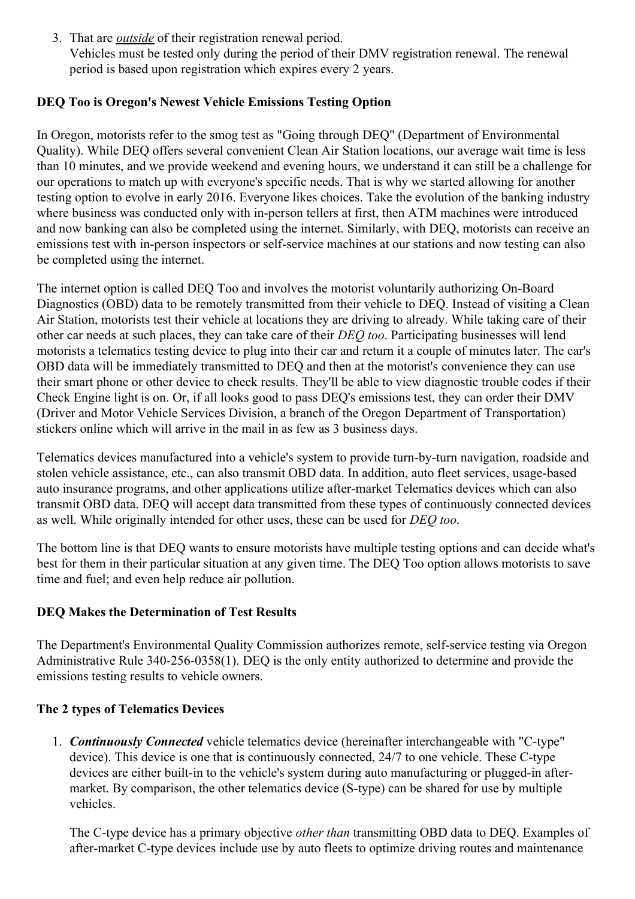3. That are ***outside*** of their registration renewal period.
   Vehicles must be tested only during the period of their DMV registration renewal. The renewal period is based upon registration which expires every 2 years.

### DEQ Too is Oregon's Newest Vehicle Emissions Testing Option

In Oregon, motorists refer to the smog test as "Going through DEQ" (Department of Environmental Quality). While DEQ offers several convenient Clean Air Station locations, our average wait time is less than 10 minutes, and we provide weekend and evening hours, we understand it can still be a challenge for our operations to match up with everyone's specific needs. That is why we started allowing for another testing option to evolve in early 2016. Everyone likes choices. Take the evolution of the banking industry where business was conducted only with in-person tellers at first, then ATM machines were introduced and now banking can also be completed using the internet. Similarly, with DEQ, motorists can receive an emissions test with in-person inspectors or self-service machines at our stations and now testing can also be completed using the internet.

The internet option is called DEQ Too and involves the motorist voluntarily authorizing On-Board Diagnostics (OBD) data to be remotely transmitted from their vehicle to DEQ. Instead of visiting a Clean Air Station, motorists test their vehicle at locations they are driving to already. While taking care of their other car needs at such places, they can take care of their *DEQ too*. Participating businesses will lend motorists a telematics testing device to plug into their car and return it a couple of minutes later. The car's OBD data will be immediately transmitted to DEQ and then at the motorist's convenience they can use their smart phone or other device to check results. They'll be able to view diagnostic trouble codes if their Check Engine light is on. Or, if all looks good to pass DEQ's emissions test, they can order their DMV (Driver and Motor Vehicle Services Division, a branch of the Oregon Department of Transportation) stickers online which will arrive in the mail in as few as 3 business days.

Telematics devices manufactured into a vehicle's system to provide turn-by-turn navigation, roadside and stolen vehicle assistance, etc., can also transmit OBD data. In addition, auto fleet services, usage-based auto insurance programs, and other applications utilize after-market Telematics devices which can also transmit OBD data. DEQ will accept data transmitted from these types of continuously connected devices as well. While originally intended for other uses, these can be used for *DEQ too*.

The bottom line is that DEQ wants to ensure motorists have multiple testing options and can decide what's best for them in their particular situation at any given time. The DEQ Too option allows motorists to save time and fuel; and even help reduce air pollution.

### DEQ Makes the Determination of Test Results

The Department's Environmental Quality Commission authorizes remote, self-service testing via Oregon Administrative Rule 340-256-0358(1). DEQ is the only entity authorized to determine and provide the emissions testing results to vehicle owners.

### The 2 types of Telematics Devices

1. ***Continuously Connected*** vehicle telematics device (hereinafter interchangeable with "C-type" device). This device is one that is continuously connected, 24/7 to one vehicle. These C-type devices are either built-in to the vehicle's system during auto manufacturing or plugged-in after-market. By comparison, the other telematics device (S-type) can be shared for use by multiple vehicles.

   The C-type device has a primary objective *other than* transmitting OBD data to DEQ. Examples of after-market C-type devices include use by auto fleets to optimize driving routes and maintenance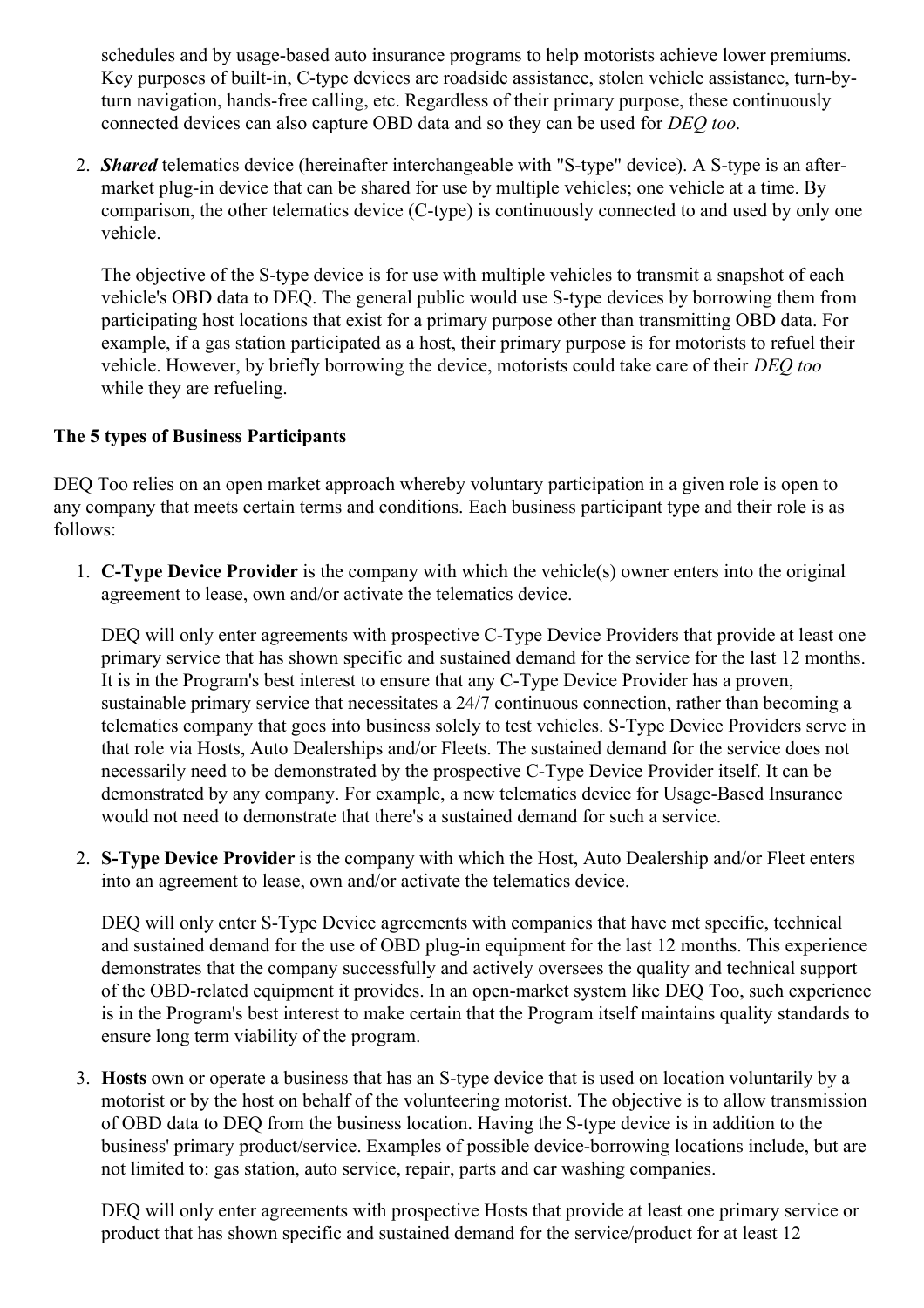schedules and by usage-based auto insurance programs to help motorists achieve lower premiums. Key purposes of built-in, C-type devices are roadside assistance, stolen vehicle assistance, turn-by-turn navigation, hands-free calling, etc. Regardless of their primary purpose, these continuously connected devices can also capture OBD data and so they can be used for *DEQ too*.

2. ***Shared*** telematics device (hereinafter interchangeable with "S-type" device). A S-type is an after-market plug-in device that can be shared for use by multiple vehicles; one vehicle at a time. By comparison, the other telematics device (C-type) is continuously connected to and used by only one vehicle.

   The objective of the S-type device is for use with multiple vehicles to transmit a snapshot of each vehicle's OBD data to DEQ. The general public would use S-type devices by borrowing them from participating host locations that exist for a primary purpose other than transmitting OBD data. For example, if a gas station participated as a host, their primary purpose is for motorists to refuel their vehicle. However, by briefly borrowing the device, motorists could take care of their *DEQ too* while they are refueling.

**The 5 types of Business Participants**

DEQ Too relies on an open market approach whereby voluntary participation in a given role is open to any company that meets certain terms and conditions. Each business participant type and their role is as follows:

1. **C-Type Device Provider** is the company with which the vehicle(s) owner enters into the original agreement to lease, own and/or activate the telematics device.

   DEQ will only enter agreements with prospective C-Type Device Providers that provide at least one primary service that has shown specific and sustained demand for the service for the last 12 months. It is in the Program's best interest to ensure that any C-Type Device Provider has a proven, sustainable primary service that necessitates a 24/7 continuous connection, rather than becoming a telematics company that goes into business solely to test vehicles. S-Type Device Providers serve in that role via Hosts, Auto Dealerships and/or Fleets. The sustained demand for the service does not necessarily need to be demonstrated by the prospective C-Type Device Provider itself. It can be demonstrated by any company. For example, a new telematics device for Usage-Based Insurance would not need to demonstrate that there's a sustained demand for such a service.

2. **S-Type Device Provider** is the company with which the Host, Auto Dealership and/or Fleet enters into an agreement to lease, own and/or activate the telematics device.

   DEQ will only enter S-Type Device agreements with companies that have met specific, technical and sustained demand for the use of OBD plug-in equipment for the last 12 months. This experience demonstrates that the company successfully and actively oversees the quality and technical support of the OBD-related equipment it provides. In an open-market system like DEQ Too, such experience is in the Program's best interest to make certain that the Program itself maintains quality standards to ensure long term viability of the program.

3. **Hosts** own or operate a business that has an S-type device that is used on location voluntarily by a motorist or by the host on behalf of the volunteering motorist. The objective is to allow transmission of OBD data to DEQ from the business location. Having the S-type device is in addition to the business' primary product/service. Examples of possible device-borrowing locations include, but are not limited to: gas station, auto service, repair, parts and car washing companies.

   DEQ will only enter agreements with prospective Hosts that provide at least one primary service or product that has shown specific and sustained demand for the service/product for at least 12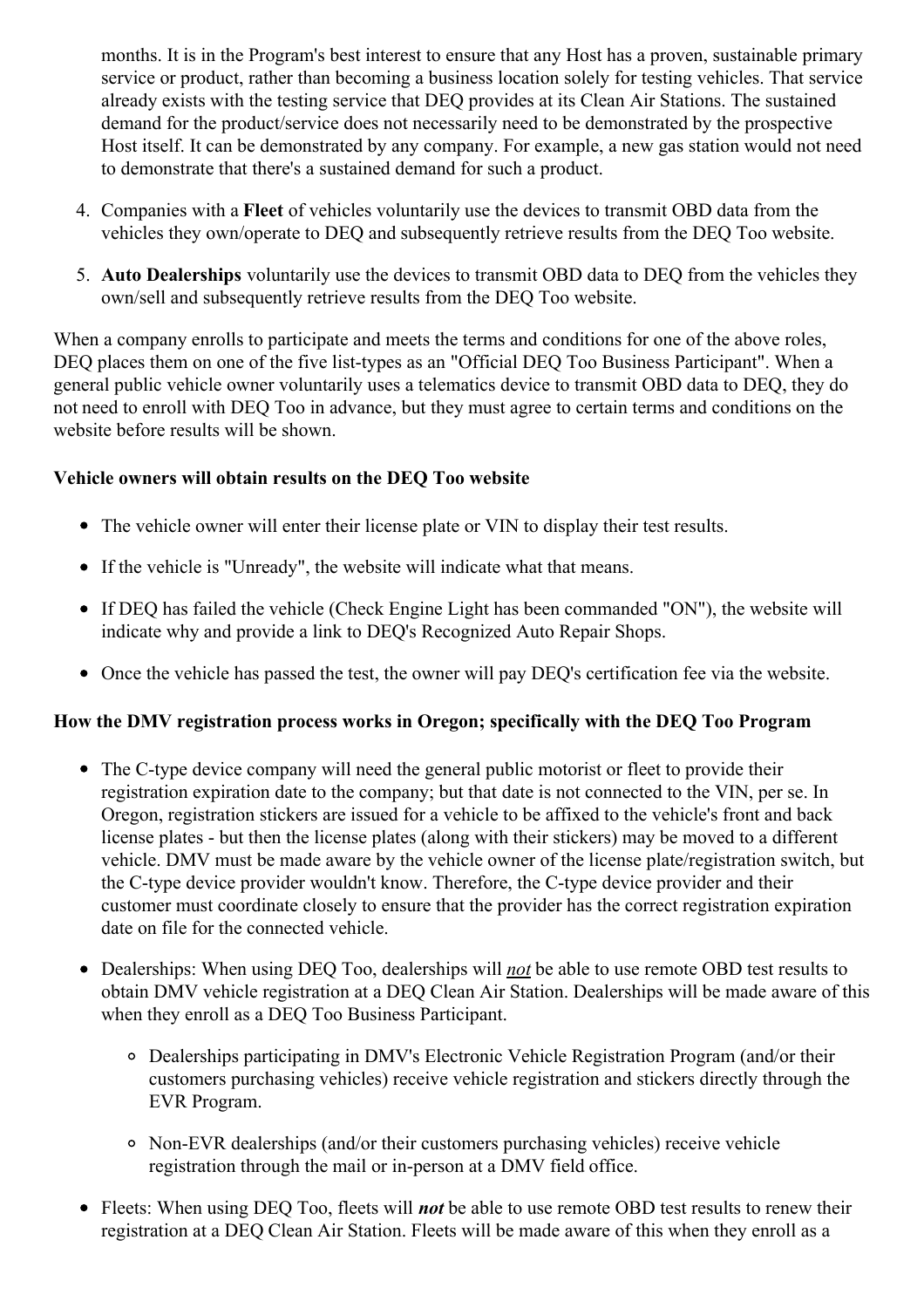months. It is in the Program's best interest to ensure that any Host has a proven, sustainable primary service or product, rather than becoming a business location solely for testing vehicles. That service already exists with the testing service that DEQ provides at its Clean Air Stations. The sustained demand for the product/service does not necessarily need to be demonstrated by the prospective Host itself. It can be demonstrated by any company. For example, a new gas station would not need to demonstrate that there's a sustained demand for such a product.

4. Companies with a **Fleet** of vehicles voluntarily use the devices to transmit OBD data from the vehicles they own/operate to DEQ and subsequently retrieve results from the DEQ Too website.

5. **Auto Dealerships** voluntarily use the devices to transmit OBD data to DEQ from the vehicles they own/sell and subsequently retrieve results from the DEQ Too website.

When a company enrolls to participate and meets the terms and conditions for one of the above roles, DEQ places them on one of the five list-types as an "Official DEQ Too Business Participant". When a general public vehicle owner voluntarily uses a telematics device to transmit OBD data to DEQ, they do not need to enroll with DEQ Too in advance, but they must agree to certain terms and conditions on the website before results will be shown.

**Vehicle owners will obtain results on the DEQ Too website**

- The vehicle owner will enter their license plate or VIN to display their test results.
- If the vehicle is "Unready", the website will indicate what that means.
- If DEQ has failed the vehicle (Check Engine Light has been commanded "ON"), the website will indicate why and provide a link to DEQ's Recognized Auto Repair Shops.
- Once the vehicle has passed the test, the owner will pay DEQ's certification fee via the website.

**How the DMV registration process works in Oregon; specifically with the DEQ Too Program**

- The C-type device company will need the general public motorist or fleet to provide their registration expiration date to the company; but that date is not connected to the VIN, per se. In Oregon, registration stickers are issued for a vehicle to be affixed to the vehicle's front and back license plates - but then the license plates (along with their stickers) may be moved to a different vehicle. DMV must be made aware by the vehicle owner of the license plate/registration switch, but the C-type device provider wouldn't know. Therefore, the C-type device provider and their customer must coordinate closely to ensure that the provider has the correct registration expiration date on file for the connected vehicle.
- Dealerships: When using DEQ Too, dealerships will ***not*** be able to use remote OBD test results to obtain DMV vehicle registration at a DEQ Clean Air Station. Dealerships will be made aware of this when they enroll as a DEQ Too Business Participant.
  - Dealerships participating in DMV's Electronic Vehicle Registration Program (and/or their customers purchasing vehicles) receive vehicle registration and stickers directly through the EVR Program.
  - Non-EVR dealerships (and/or their customers purchasing vehicles) receive vehicle registration through the mail or in-person at a DMV field office.
- Fleets: When using DEQ Too, fleets will ***not*** be able to use remote OBD test results to renew their registration at a DEQ Clean Air Station. Fleets will be made aware of this when they enroll as a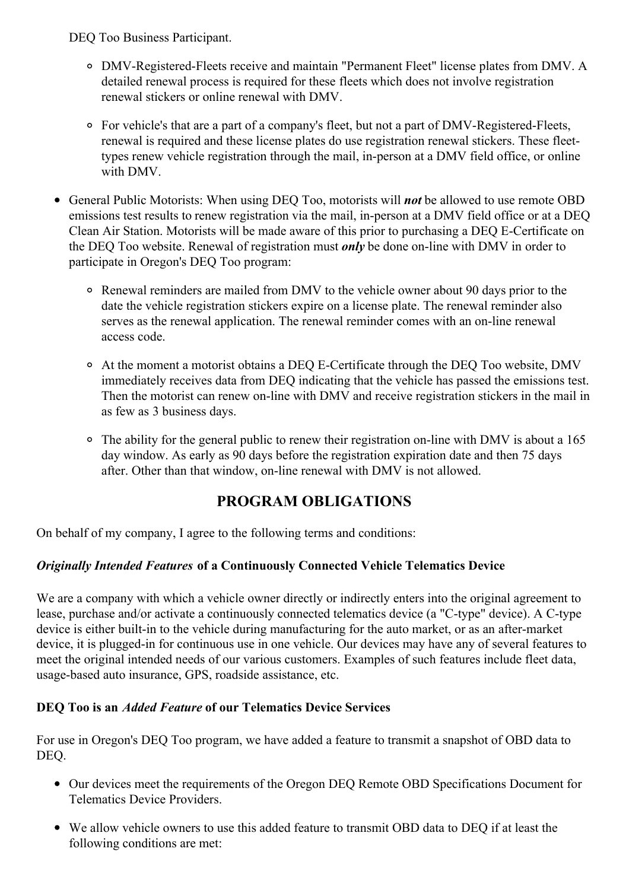DEQ Too Business Participant.

  - DMV-Registered-Fleets receive and maintain "Permanent Fleet" license plates from DMV. A detailed renewal process is required for these fleets which does not involve registration renewal stickers or online renewal with DMV.
  - For vehicle's that are a part of a company's fleet, but not a part of DMV-Registered-Fleets, renewal is required and these license plates do use registration renewal stickers. These fleet-types renew vehicle registration through the mail, in-person at a DMV field office, or online with DMV.

- General Public Motorists: When using DEQ Too, motorists will ***not*** be allowed to use remote OBD emissions test results to renew registration via the mail, in-person at a DMV field office or at a DEQ Clean Air Station. Motorists will be made aware of this prior to purchasing a DEQ E-Certificate on the DEQ Too website. Renewal of registration must ***only*** be done on-line with DMV in order to participate in Oregon's DEQ Too program:
  - Renewal reminders are mailed from DMV to the vehicle owner about 90 days prior to the date the vehicle registration stickers expire on a license plate. The renewal reminder also serves as the renewal application. The renewal reminder comes with an on-line renewal access code.
  - At the moment a motorist obtains a DEQ E-Certificate through the DEQ Too website, DMV immediately receives data from DEQ indicating that the vehicle has passed the emissions test. Then the motorist can renew on-line with DMV and receive registration stickers in the mail in as few as 3 business days.
  - The ability for the general public to renew their registration on-line with DMV is about a 165 day window. As early as 90 days before the registration expiration date and then 75 days after. Other than that window, on-line renewal with DMV is not allowed.

## PROGRAM OBLIGATIONS

On behalf of my company, I agree to the following terms and conditions:

#### *Originally Intended Features* of a Continuously Connected Vehicle Telematics Device

We are a company with which a vehicle owner directly or indirectly enters into the original agreement to lease, purchase and/or activate a continuously connected telematics device (a "C-type" device). A C-type device is either built-in to the vehicle during manufacturing for the auto market, or as an after-market device, it is plugged-in for continuous use in one vehicle. Our devices may have any of several features to meet the original intended needs of our various customers. Examples of such features include fleet data, usage-based auto insurance, GPS, roadside assistance, etc.

#### DEQ Too is an *Added Feature* of our Telematics Device Services

For use in Oregon's DEQ Too program, we have added a feature to transmit a snapshot of OBD data to DEQ.

- Our devices meet the requirements of the Oregon DEQ Remote OBD Specifications Document for Telematics Device Providers.
- We allow vehicle owners to use this added feature to transmit OBD data to DEQ if at least the following conditions are met: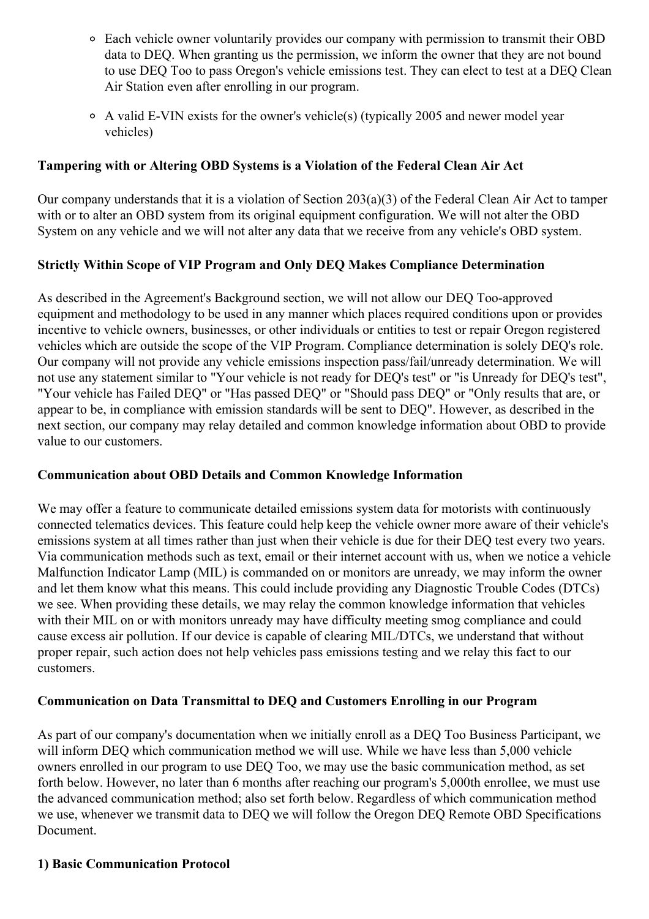- Each vehicle owner voluntarily provides our company with permission to transmit their OBD data to DEQ. When granting us the permission, we inform the owner that they are not bound to use DEQ Too to pass Oregon's vehicle emissions test. They can elect to test at a DEQ Clean Air Station even after enrolling in our program.
- A valid E-VIN exists for the owner's vehicle(s) (typically 2005 and newer model year vehicles)

**Tampering with or Altering OBD Systems is a Violation of the Federal Clean Air Act**

Our company understands that it is a violation of Section 203(a)(3) of the Federal Clean Air Act to tamper with or to alter an OBD system from its original equipment configuration. We will not alter the OBD System on any vehicle and we will not alter any data that we receive from any vehicle's OBD system.

**Strictly Within Scope of VIP Program and Only DEQ Makes Compliance Determination**

As described in the Agreement's Background section, we will not allow our DEQ Too-approved equipment and methodology to be used in any manner which places required conditions upon or provides incentive to vehicle owners, businesses, or other individuals or entities to test or repair Oregon registered vehicles which are outside the scope of the VIP Program. Compliance determination is solely DEQ's role. Our company will not provide any vehicle emissions inspection pass/fail/unready determination. We will not use any statement similar to "Your vehicle is not ready for DEQ's test" or "is Unready for DEQ's test", "Your vehicle has Failed DEQ" or "Has passed DEQ" or "Should pass DEQ" or "Only results that are, or appear to be, in compliance with emission standards will be sent to DEQ". However, as described in the next section, our company may relay detailed and common knowledge information about OBD to provide value to our customers.

**Communication about OBD Details and Common Knowledge Information**

We may offer a feature to communicate detailed emissions system data for motorists with continuously connected telematics devices. This feature could help keep the vehicle owner more aware of their vehicle's emissions system at all times rather than just when their vehicle is due for their DEQ test every two years. Via communication methods such as text, email or their internet account with us, when we notice a vehicle Malfunction Indicator Lamp (MIL) is commanded on or monitors are unready, we may inform the owner and let them know what this means. This could include providing any Diagnostic Trouble Codes (DTCs) we see. When providing these details, we may relay the common knowledge information that vehicles with their MIL on or with monitors unready may have difficulty meeting smog compliance and could cause excess air pollution. If our device is capable of clearing MIL/DTCs, we understand that without proper repair, such action does not help vehicles pass emissions testing and we relay this fact to our customers.

**Communication on Data Transmittal to DEQ and Customers Enrolling in our Program**

As part of our company's documentation when we initially enroll as a DEQ Too Business Participant, we will inform DEQ which communication method we will use. While we have less than 5,000 vehicle owners enrolled in our program to use DEQ Too, we may use the basic communication method, as set forth below. However, no later than 6 months after reaching our program's 5,000th enrollee, we must use the advanced communication method; also set forth below. Regardless of which communication method we use, whenever we transmit data to DEQ we will follow the Oregon DEQ Remote OBD Specifications Document.

**1) Basic Communication Protocol**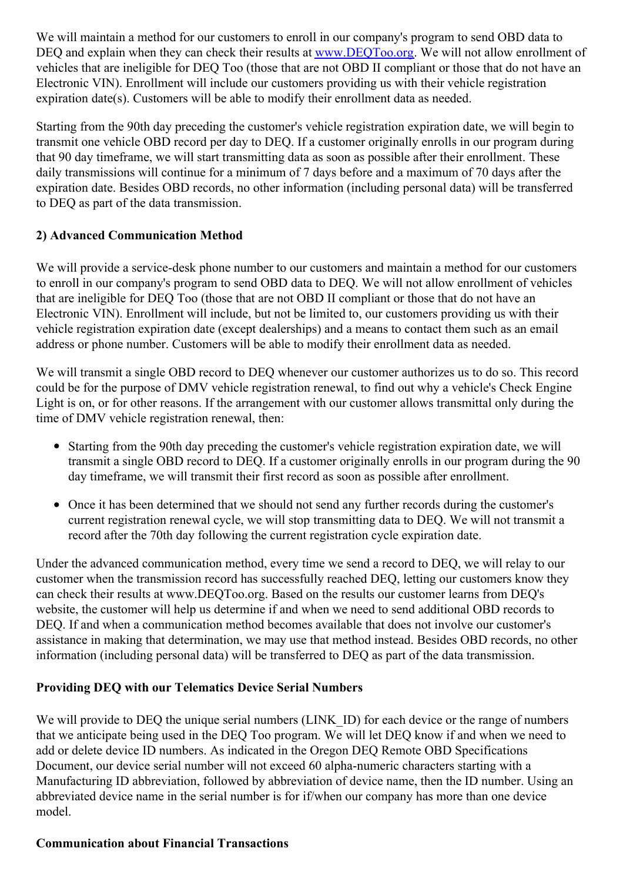We will maintain a method for our customers to enroll in our company's program to send OBD data to DEQ and explain when they can check their results at [www.DEQToo.org](http://www.DEQToo.org). We will not allow enrollment of vehicles that are ineligible for DEQ Too (those that are not OBD II compliant or those that do not have an Electronic VIN). Enrollment will include our customers providing us with their vehicle registration expiration date(s). Customers will be able to modify their enrollment data as needed.

Starting from the 90th day preceding the customer's vehicle registration expiration date, we will begin to transmit one vehicle OBD record per day to DEQ. If a customer originally enrolls in our program during that 90 day timeframe, we will start transmitting data as soon as possible after their enrollment. These daily transmissions will continue for a minimum of 7 days before and a maximum of 70 days after the expiration date. Besides OBD records, no other information (including personal data) will be transferred to DEQ as part of the data transmission.

**2) Advanced Communication Method**

We will provide a service-desk phone number to our customers and maintain a method for our customers to enroll in our company's program to send OBD data to DEQ. We will not allow enrollment of vehicles that are ineligible for DEQ Too (those that are not OBD II compliant or those that do not have an Electronic VIN). Enrollment will include, but not be limited to, our customers providing us with their vehicle registration expiration date (except dealerships) and a means to contact them such as an email address or phone number. Customers will be able to modify their enrollment data as needed.

We will transmit a single OBD record to DEQ whenever our customer authorizes us to do so. This record could be for the purpose of DMV vehicle registration renewal, to find out why a vehicle's Check Engine Light is on, or for other reasons. If the arrangement with our customer allows transmittal only during the time of DMV vehicle registration renewal, then:

- Starting from the 90th day preceding the customer's vehicle registration expiration date, we will transmit a single OBD record to DEQ. If a customer originally enrolls in our program during the 90 day timeframe, we will transmit their first record as soon as possible after enrollment.
- Once it has been determined that we should not send any further records during the customer's current registration renewal cycle, we will stop transmitting data to DEQ. We will not transmit a record after the 70th day following the current registration cycle expiration date.

Under the advanced communication method, every time we send a record to DEQ, we will relay to our customer when the transmission record has successfully reached DEQ, letting our customers know they can check their results at www.DEQToo.org. Based on the results our customer learns from DEQ's website, the customer will help us determine if and when we need to send additional OBD records to DEQ. If and when a communication method becomes available that does not involve our customer's assistance in making that determination, we may use that method instead. Besides OBD records, no other information (including personal data) will be transferred to DEQ as part of the data transmission.

**Providing DEQ with our Telematics Device Serial Numbers**

We will provide to DEQ the unique serial numbers (LINK_ID) for each device or the range of numbers that we anticipate being used in the DEQ Too program. We will let DEQ know if and when we need to add or delete device ID numbers. As indicated in the Oregon DEQ Remote OBD Specifications Document, our device serial number will not exceed 60 alpha-numeric characters starting with a Manufacturing ID abbreviation, followed by abbreviation of device name, then the ID number. Using an abbreviated device name in the serial number is for if/when our company has more than one device model.

**Communication about Financial Transactions**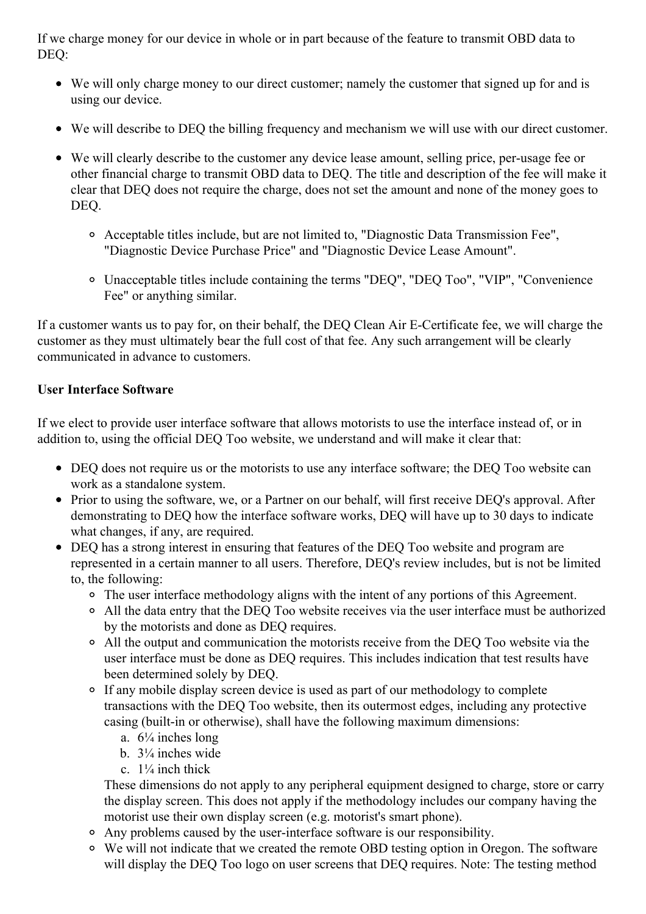If we charge money for our device in whole or in part because of the feature to transmit OBD data to DEQ:

- We will only charge money to our direct customer; namely the customer that signed up for and is using our device.
- We will describe to DEQ the billing frequency and mechanism we will use with our direct customer.
- We will clearly describe to the customer any device lease amount, selling price, per-usage fee or other financial charge to transmit OBD data to DEQ. The title and description of the fee will make it clear that DEQ does not require the charge, does not set the amount and none of the money goes to DEQ.
    - Acceptable titles include, but are not limited to, "Diagnostic Data Transmission Fee", "Diagnostic Device Purchase Price" and "Diagnostic Device Lease Amount".
    - Unacceptable titles include containing the terms "DEQ", "DEQ Too", "VIP", "Convenience Fee" or anything similar.

If a customer wants us to pay for, on their behalf, the DEQ Clean Air E-Certificate fee, we will charge the customer as they must ultimately bear the full cost of that fee. Any such arrangement will be clearly communicated in advance to customers.

**User Interface Software**

If we elect to provide user interface software that allows motorists to use the interface instead of, or in addition to, using the official DEQ Too website, we understand and will make it clear that:

- DEQ does not require us or the motorists to use any interface software; the DEQ Too website can work as a standalone system.
- Prior to using the software, we, or a Partner on our behalf, will first receive DEQ's approval. After demonstrating to DEQ how the interface software works, DEQ will have up to 30 days to indicate what changes, if any, are required.
- DEQ has a strong interest in ensuring that features of the DEQ Too website and program are represented in a certain manner to all users. Therefore, DEQ's review includes, but is not be limited to, the following:
    - The user interface methodology aligns with the intent of any portions of this Agreement.
    - All the data entry that the DEQ Too website receives via the user interface must be authorized by the motorists and done as DEQ requires.
    - All the output and communication the motorists receive from the DEQ Too website via the user interface must be done as DEQ requires. This includes indication that test results have been determined solely by DEQ.
    - If any mobile display screen device is used as part of our methodology to complete transactions with the DEQ Too website, then its outermost edges, including any protective casing (built-in or otherwise), shall have the following maximum dimensions:
        a. 6¼ inches long
        b. 3¼ inches wide
        c. 1¼ inch thick

      These dimensions do not apply to any peripheral equipment designed to charge, store or carry the display screen. This does not apply if the methodology includes our company having the motorist use their own display screen (e.g. motorist's smart phone).
    - Any problems caused by the user-interface software is our responsibility.
    - We will not indicate that we created the remote OBD testing option in Oregon. The software will display the DEQ Too logo on user screens that DEQ requires. Note: The testing method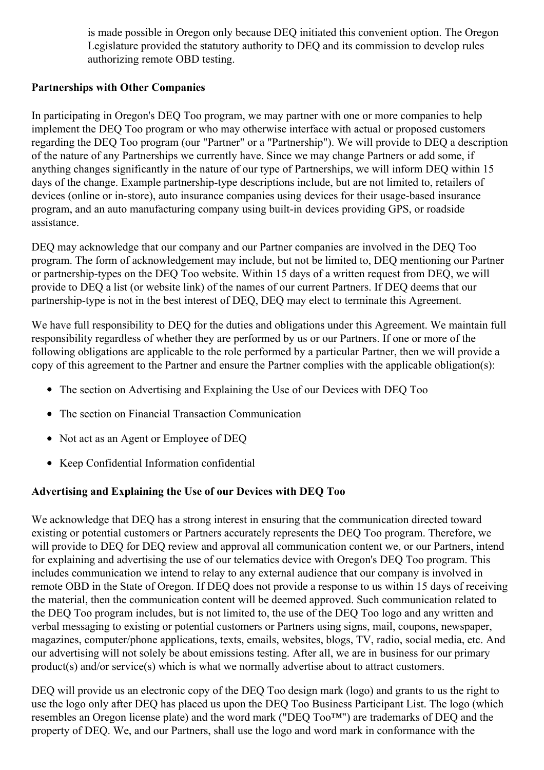is made possible in Oregon only because DEQ initiated this convenient option. The Oregon Legislature provided the statutory authority to DEQ and its commission to develop rules authorizing remote OBD testing.

**Partnerships with Other Companies**

In participating in Oregon's DEQ Too program, we may partner with one or more companies to help implement the DEQ Too program or who may otherwise interface with actual or proposed customers regarding the DEQ Too program (our "Partner" or a "Partnership"). We will provide to DEQ a description of the nature of any Partnerships we currently have. Since we may change Partners or add some, if anything changes significantly in the nature of our type of Partnerships, we will inform DEQ within 15 days of the change. Example partnership-type descriptions include, but are not limited to, retailers of devices (online or in-store), auto insurance companies using devices for their usage-based insurance program, and an auto manufacturing company using built-in devices providing GPS, or roadside assistance.

DEQ may acknowledge that our company and our Partner companies are involved in the DEQ Too program. The form of acknowledgement may include, but not be limited to, DEQ mentioning our Partner or partnership-types on the DEQ Too website. Within 15 days of a written request from DEQ, we will provide to DEQ a list (or website link) of the names of our current Partners. If DEQ deems that our partnership-type is not in the best interest of DEQ, DEQ may elect to terminate this Agreement.

We have full responsibility to DEQ for the duties and obligations under this Agreement. We maintain full responsibility regardless of whether they are performed by us or our Partners. If one or more of the following obligations are applicable to the role performed by a particular Partner, then we will provide a copy of this agreement to the Partner and ensure the Partner complies with the applicable obligation(s):

- The section on Advertising and Explaining the Use of our Devices with DEQ Too
- The section on Financial Transaction Communication
- Not act as an Agent or Employee of DEQ
- Keep Confidential Information confidential

**Advertising and Explaining the Use of our Devices with DEQ Too**

We acknowledge that DEQ has a strong interest in ensuring that the communication directed toward existing or potential customers or Partners accurately represents the DEQ Too program. Therefore, we will provide to DEQ for DEQ review and approval all communication content we, or our Partners, intend for explaining and advertising the use of our telematics device with Oregon's DEQ Too program. This includes communication we intend to relay to any external audience that our company is involved in remote OBD in the State of Oregon. If DEQ does not provide a response to us within 15 days of receiving the material, then the communication content will be deemed approved. Such communication related to the DEQ Too program includes, but is not limited to, the use of the DEQ Too logo and any written and verbal messaging to existing or potential customers or Partners using signs, mail, coupons, newspaper, magazines, computer/phone applications, texts, emails, websites, blogs, TV, radio, social media, etc. And our advertising will not solely be about emissions testing. After all, we are in business for our primary product(s) and/or service(s) which is what we normally advertise about to attract customers.

DEQ will provide us an electronic copy of the DEQ Too design mark (logo) and grants to us the right to use the logo only after DEQ has placed us upon the DEQ Too Business Participant List. The logo (which resembles an Oregon license plate) and the word mark ("DEQ Too™") are trademarks of DEQ and the property of DEQ. We, and our Partners, shall use the logo and word mark in conformance with the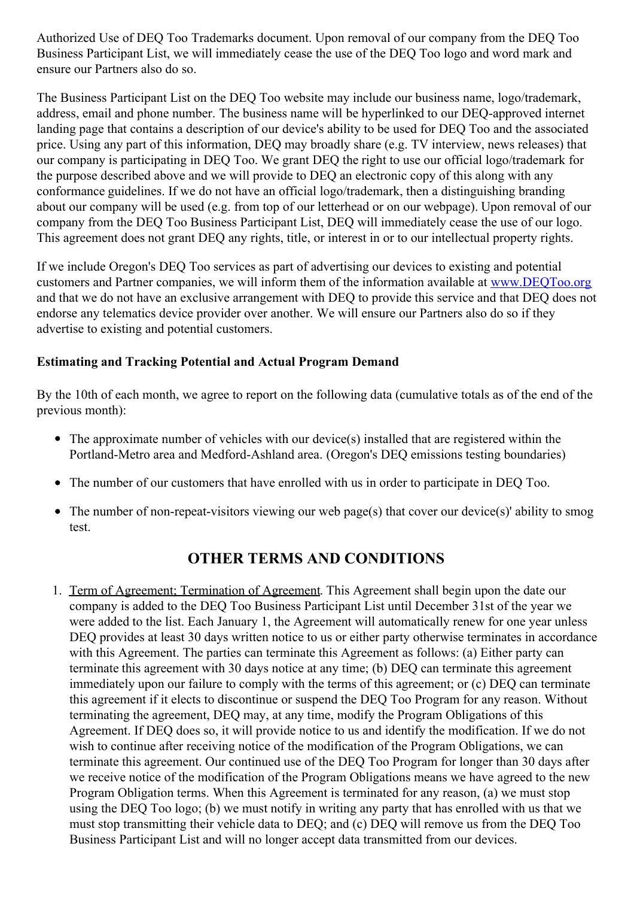Authorized Use of DEQ Too Trademarks document. Upon removal of our company from the DEQ Too Business Participant List, we will immediately cease the use of the DEQ Too logo and word mark and ensure our Partners also do so.

The Business Participant List on the DEQ Too website may include our business name, logo/trademark, address, email and phone number. The business name will be hyperlinked to our DEQ-approved internet landing page that contains a description of our device's ability to be used for DEQ Too and the associated price. Using any part of this information, DEQ may broadly share (e.g. TV interview, news releases) that our company is participating in DEQ Too. We grant DEQ the right to use our official logo/trademark for the purpose described above and we will provide to DEQ an electronic copy of this along with any conformance guidelines. If we do not have an official logo/trademark, then a distinguishing branding about our company will be used (e.g. from top of our letterhead or on our webpage). Upon removal of our company from the DEQ Too Business Participant List, DEQ will immediately cease the use of our logo. This agreement does not grant DEQ any rights, title, or interest in or to our intellectual property rights.

If we include Oregon's DEQ Too services as part of advertising our devices to existing and potential customers and Partner companies, we will inform them of the information available at [www.DEQToo.org](www.DEQToo.org) and that we do not have an exclusive arrangement with DEQ to provide this service and that DEQ does not endorse any telematics device provider over another. We will ensure our Partners also do so if they advertise to existing and potential customers.

**Estimating and Tracking Potential and Actual Program Demand**

By the 10th of each month, we agree to report on the following data (cumulative totals as of the end of the previous month):

- The approximate number of vehicles with our device(s) installed that are registered within the Portland-Metro area and Medford-Ashland area. (Oregon's DEQ emissions testing boundaries)
- The number of our customers that have enrolled with us in order to participate in DEQ Too.
- The number of non-repeat-visitors viewing our web page(s) that cover our device(s)' ability to smog test.

## OTHER TERMS AND CONDITIONS

1. Term of Agreement; Termination of Agreement. This Agreement shall begin upon the date our company is added to the DEQ Too Business Participant List until December 31st of the year we were added to the list. Each January 1, the Agreement will automatically renew for one year unless DEQ provides at least 30 days written notice to us or either party otherwise terminates in accordance with this Agreement. The parties can terminate this Agreement as follows: (a) Either party can terminate this agreement with 30 days notice at any time; (b) DEQ can terminate this agreement immediately upon our failure to comply with the terms of this agreement; or (c) DEQ can terminate this agreement if it elects to discontinue or suspend the DEQ Too Program for any reason. Without terminating the agreement, DEQ may, at any time, modify the Program Obligations of this Agreement. If DEQ does so, it will provide notice to us and identify the modification. If we do not wish to continue after receiving notice of the modification of the Program Obligations, we can terminate this agreement. Our continued use of the DEQ Too Program for longer than 30 days after we receive notice of the modification of the Program Obligations means we have agreed to the new Program Obligation terms. When this Agreement is terminated for any reason, (a) we must stop using the DEQ Too logo; (b) we must notify in writing any party that has enrolled with us that we must stop transmitting their vehicle data to DEQ; and (c) DEQ will remove us from the DEQ Too Business Participant List and will no longer accept data transmitted from our devices.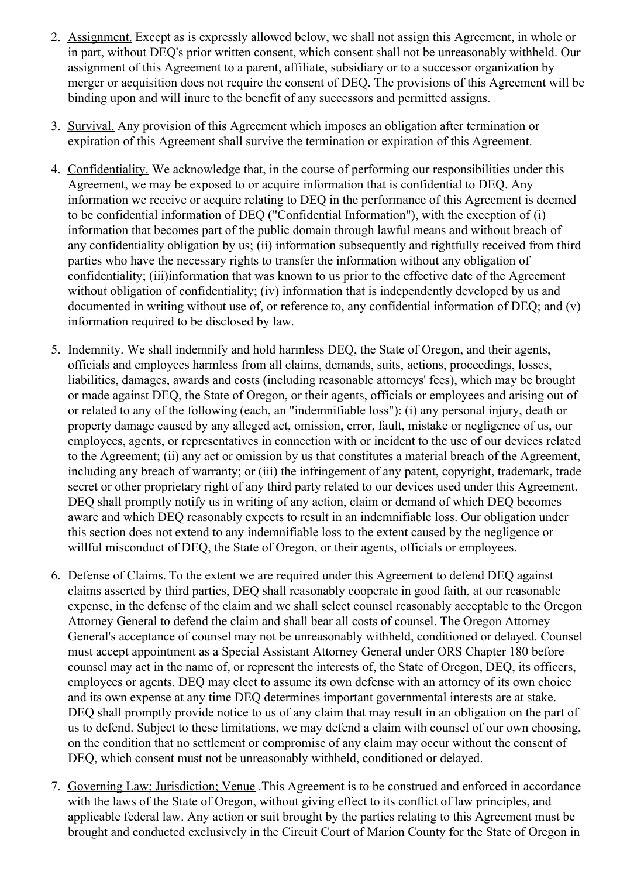2. Assignment. Except as is expressly allowed below, we shall not assign this Agreement, in whole or in part, without DEQ's prior written consent, which consent shall not be unreasonably withheld. Our assignment of this Agreement to a parent, affiliate, subsidiary or to a successor organization by merger or acquisition does not require the consent of DEQ. The provisions of this Agreement will be binding upon and will inure to the benefit of any successors and permitted assigns.

3. Survival. Any provision of this Agreement which imposes an obligation after termination or expiration of this Agreement shall survive the termination or expiration of this Agreement.

4. Confidentiality. We acknowledge that, in the course of performing our responsibilities under this Agreement, we may be exposed to or acquire information that is confidential to DEQ. Any information we receive or acquire relating to DEQ in the performance of this Agreement is deemed to be confidential information of DEQ ("Confidential Information"), with the exception of (i) information that becomes part of the public domain through lawful means and without breach of any confidentiality obligation by us; (ii) information subsequently and rightfully received from third parties who have the necessary rights to transfer the information without any obligation of confidentiality; (iii)information that was known to us prior to the effective date of the Agreement without obligation of confidentiality; (iv) information that is independently developed by us and documented in writing without use of, or reference to, any confidential information of DEQ; and (v) information required to be disclosed by law.

5. Indemnity. We shall indemnify and hold harmless DEQ, the State of Oregon, and their agents, officials and employees harmless from all claims, demands, suits, actions, proceedings, losses, liabilities, damages, awards and costs (including reasonable attorneys' fees), which may be brought or made against DEQ, the State of Oregon, or their agents, officials or employees and arising out of or related to any of the following (each, an "indemnifiable loss"): (i) any personal injury, death or property damage caused by any alleged act, omission, error, fault, mistake or negligence of us, our employees, agents, or representatives in connection with or incident to the use of our devices related to the Agreement; (ii) any act or omission by us that constitutes a material breach of the Agreement, including any breach of warranty; or (iii) the infringement of any patent, copyright, trademark, trade secret or other proprietary right of any third party related to our devices used under this Agreement. DEQ shall promptly notify us in writing of any action, claim or demand of which DEQ becomes aware and which DEQ reasonably expects to result in an indemnifiable loss. Our obligation under this section does not extend to any indemnifiable loss to the extent caused by the negligence or willful misconduct of DEQ, the State of Oregon, or their agents, officials or employees.

6. Defense of Claims. To the extent we are required under this Agreement to defend DEQ against claims asserted by third parties, DEQ shall reasonably cooperate in good faith, at our reasonable expense, in the defense of the claim and we shall select counsel reasonably acceptable to the Oregon Attorney General to defend the claim and shall bear all costs of counsel. The Oregon Attorney General's acceptance of counsel may not be unreasonably withheld, conditioned or delayed. Counsel must accept appointment as a Special Assistant Attorney General under ORS Chapter 180 before counsel may act in the name of, or represent the interests of, the State of Oregon, DEQ, its officers, employees or agents. DEQ may elect to assume its own defense with an attorney of its own choice and its own expense at any time DEQ determines important governmental interests are at stake. DEQ shall promptly provide notice to us of any claim that may result in an obligation on the part of us to defend. Subject to these limitations, we may defend a claim with counsel of our own choosing, on the condition that no settlement or compromise of any claim may occur without the consent of DEQ, which consent must not be unreasonably withheld, conditioned or delayed.

7. Governing Law; Jurisdiction; Venue .This Agreement is to be construed and enforced in accordance with the laws of the State of Oregon, without giving effect to its conflict of law principles, and applicable federal law. Any action or suit brought by the parties relating to this Agreement must be brought and conducted exclusively in the Circuit Court of Marion County for the State of Oregon in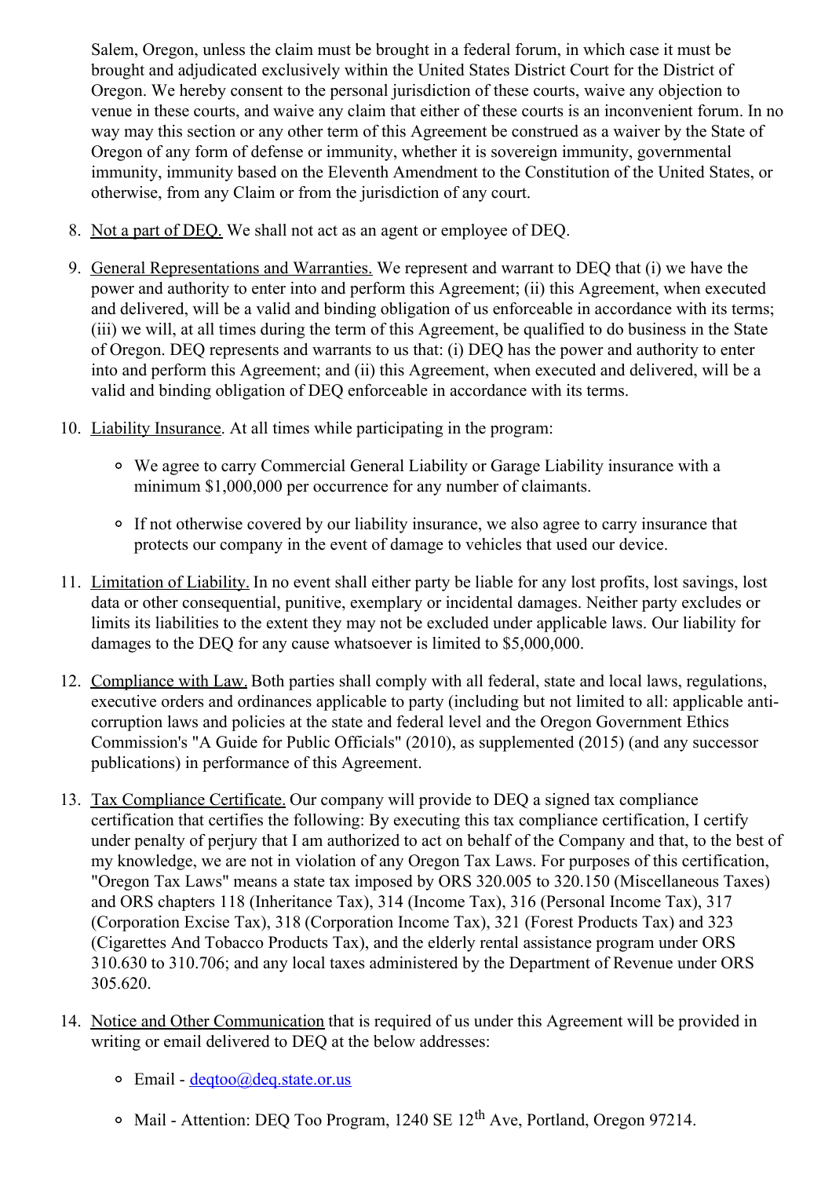Salem, Oregon, unless the claim must be brought in a federal forum, in which case it must be brought and adjudicated exclusively within the United States District Court for the District of Oregon. We hereby consent to the personal jurisdiction of these courts, waive any objection to venue in these courts, and waive any claim that either of these courts is an inconvenient forum. In no way may this section or any other term of this Agreement be construed as a waiver by the State of Oregon of any form of defense or immunity, whether it is sovereign immunity, governmental immunity, immunity based on the Eleventh Amendment to the Constitution of the United States, or otherwise, from any Claim or from the jurisdiction of any court.

8. Not a part of DEQ. We shall not act as an agent or employee of DEQ.

9. General Representations and Warranties. We represent and warrant to DEQ that (i) we have the power and authority to enter into and perform this Agreement; (ii) this Agreement, when executed and delivered, will be a valid and binding obligation of us enforceable in accordance with its terms; (iii) we will, at all times during the term of this Agreement, be qualified to do business in the State of Oregon. DEQ represents and warrants to us that: (i) DEQ has the power and authority to enter into and perform this Agreement; and (ii) this Agreement, when executed and delivered, will be a valid and binding obligation of DEQ enforceable in accordance with its terms.

10. Liability Insurance. At all times while participating in the program:

    - We agree to carry Commercial General Liability or Garage Liability insurance with a minimum $1,000,000 per occurrence for any number of claimants.
    - If not otherwise covered by our liability insurance, we also agree to carry insurance that protects our company in the event of damage to vehicles that used our device.

11. Limitation of Liability. In no event shall either party be liable for any lost profits, lost savings, lost data or other consequential, punitive, exemplary or incidental damages. Neither party excludes or limits its liabilities to the extent they may not be excluded under applicable laws. Our liability for damages to the DEQ for any cause whatsoever is limited to $5,000,000.

12. Compliance with Law. Both parties shall comply with all federal, state and local laws, regulations, executive orders and ordinances applicable to party (including but not limited to all: applicable anti-corruption laws and policies at the state and federal level and the Oregon Government Ethics Commission's "A Guide for Public Officials" (2010), as supplemented (2015) (and any successor publications) in performance of this Agreement.

13. Tax Compliance Certificate. Our company will provide to DEQ a signed tax compliance certification that certifies the following: By executing this tax compliance certification, I certify under penalty of perjury that I am authorized to act on behalf of the Company and that, to the best of my knowledge, we are not in violation of any Oregon Tax Laws. For purposes of this certification, "Oregon Tax Laws" means a state tax imposed by ORS 320.005 to 320.150 (Miscellaneous Taxes) and ORS chapters 118 (Inheritance Tax), 314 (Income Tax), 316 (Personal Income Tax), 317 (Corporation Excise Tax), 318 (Corporation Income Tax), 321 (Forest Products Tax) and 323 (Cigarettes And Tobacco Products Tax), and the elderly rental assistance program under ORS 310.630 to 310.706; and any local taxes administered by the Department of Revenue under ORS 305.620.

14. Notice and Other Communication that is required of us under this Agreement will be provided in writing or email delivered to DEQ at the below addresses:

    - Email - deqtoo@deq.state.or.us
    - Mail - Attention: DEQ Too Program, 1240 SE 12th Ave, Portland, Oregon 97214.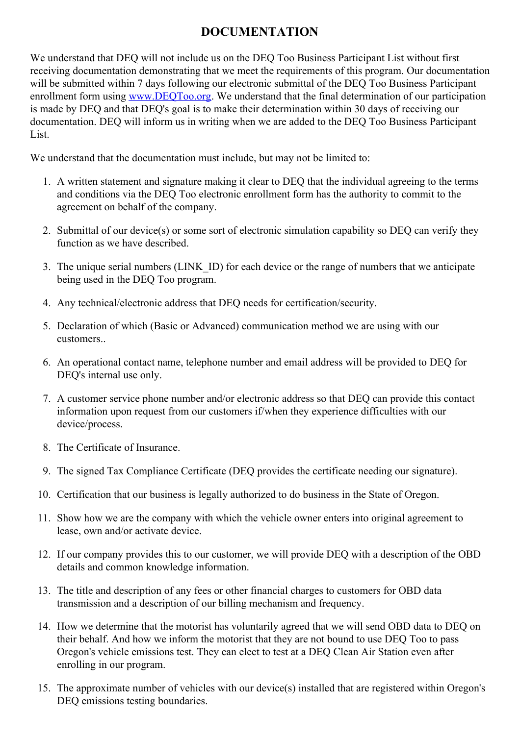# DOCUMENTATION

We understand that DEQ will not include us on the DEQ Too Business Participant List without first receiving documentation demonstrating that we meet the requirements of this program. Our documentation will be submitted within 7 days following our electronic submittal of the DEQ Too Business Participant enrollment form using [www.DEQToo.org](http://www.DEQToo.org). We understand that the final determination of our participation is made by DEQ and that DEQ's goal is to make their determination within 30 days of receiving our documentation. DEQ will inform us in writing when we are added to the DEQ Too Business Participant List.

We understand that the documentation must include, but may not be limited to:

1. A written statement and signature making it clear to DEQ that the individual agreeing to the terms and conditions via the DEQ Too electronic enrollment form has the authority to commit to the agreement on behalf of the company.
2. Submittal of our device(s) or some sort of electronic simulation capability so DEQ can verify they function as we have described.
3. The unique serial numbers (LINK_ID) for each device or the range of numbers that we anticipate being used in the DEQ Too program.
4. Any technical/electronic address that DEQ needs for certification/security.
5. Declaration of which (Basic or Advanced) communication method we are using with our customers..
6. An operational contact name, telephone number and email address will be provided to DEQ for DEQ's internal use only.
7. A customer service phone number and/or electronic address so that DEQ can provide this contact information upon request from our customers if/when they experience difficulties with our device/process.
8. The Certificate of Insurance.
9. The signed Tax Compliance Certificate (DEQ provides the certificate needing our signature).
10. Certification that our business is legally authorized to do business in the State of Oregon.
11. Show how we are the company with which the vehicle owner enters into original agreement to lease, own and/or activate device.
12. If our company provides this to our customer, we will provide DEQ with a description of the OBD details and common knowledge information.
13. The title and description of any fees or other financial charges to customers for OBD data transmission and a description of our billing mechanism and frequency.
14. How we determine that the motorist has voluntarily agreed that we will send OBD data to DEQ on their behalf. And how we inform the motorist that they are not bound to use DEQ Too to pass Oregon's vehicle emissions test. They can elect to test at a DEQ Clean Air Station even after enrolling in our program.
15. The approximate number of vehicles with our device(s) installed that are registered within Oregon's DEQ emissions testing boundaries.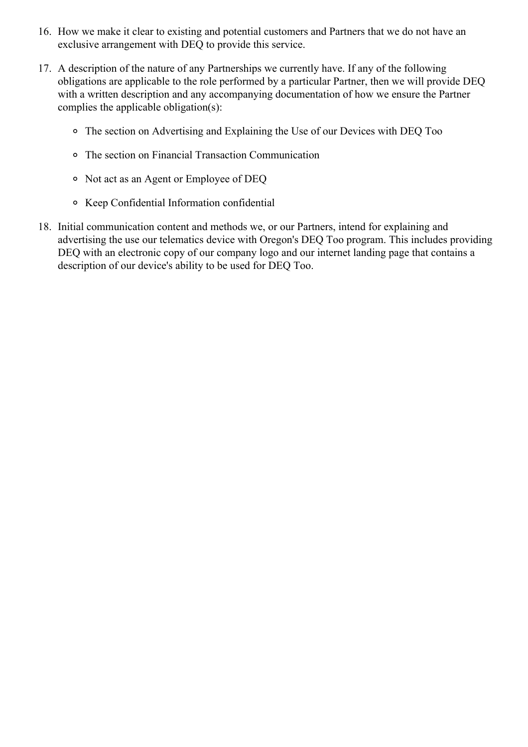16. How we make it clear to existing and potential customers and Partners that we do not have an exclusive arrangement with DEQ to provide this service.

17. A description of the nature of any Partnerships we currently have. If any of the following obligations are applicable to the role performed by a particular Partner, then we will provide DEQ with a written description and any accompanying documentation of how we ensure the Partner complies the applicable obligation(s):

    - The section on Advertising and Explaining the Use of our Devices with DEQ Too
    - The section on Financial Transaction Communication
    - Not act as an Agent or Employee of DEQ
    - Keep Confidential Information confidential

18. Initial communication content and methods we, or our Partners, intend for explaining and advertising the use our telematics device with Oregon's DEQ Too program. This includes providing DEQ with an electronic copy of our company logo and our internet landing page that contains a description of our device's ability to be used for DEQ Too.